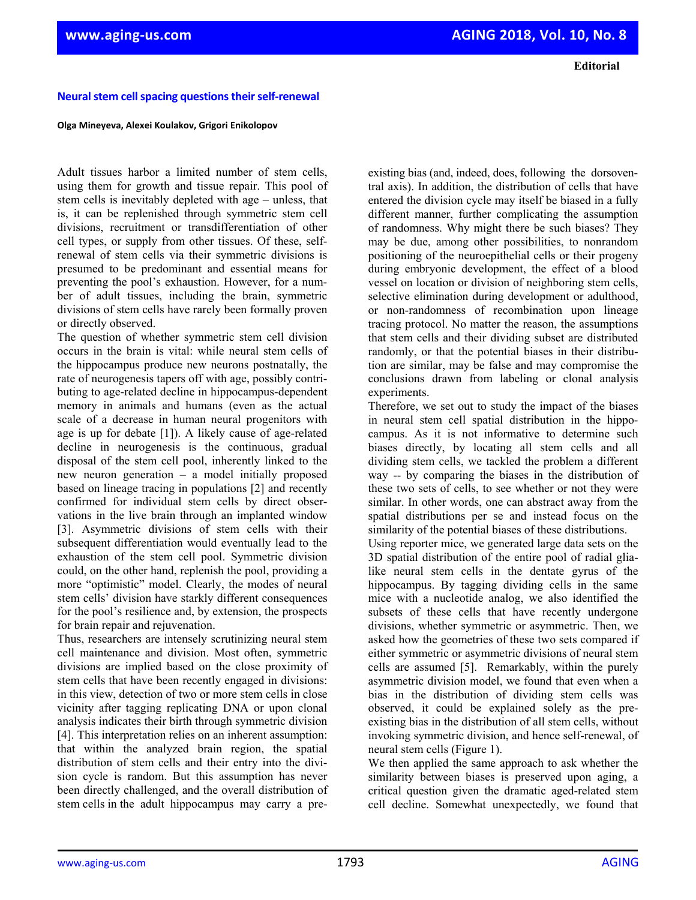Editorial

# Neural stem cell spacing questions their self-renewal

**Olga Mineyeva, Alexei Koulakov, Grigori Enikolopov**

Adult tissues harbor a limited number of stem cells, using them for growth and tissue repair. This pool of stem cells is inevitably depleted with age – unless, that is, it can be replenished through symmetric stem cell divisions, recruitment or transdifferentiation of other cell types, or supply from other tissues. Of these, self-renewal of stem cells via their symmetric divisions is presumed to be predominant and essential means for preventing the pool's exhaustion. However, for a number of adult tissues, including the brain, symmetric divisions of stem cells have rarely been formally proven or directly observed.

The question of whether symmetric stem cell division occurs in the brain is vital: while neural stem cells of the hippocampus produce new neurons postnatally, the rate of neurogenesis tapers off with age, possibly contributing to age-related decline in hippocampus-dependent memory in animals and humans (even as the actual scale of a decrease in human neural progenitors with age is up for debate [1]). A likely cause of age-related decline in neurogenesis is the continuous, gradual disposal of the stem cell pool, inherently linked to the new neuron generation – a model initially proposed based on lineage tracing in populations [2] and recently confirmed for individual stem cells by direct observations in the live brain through an implanted window [3]. Asymmetric divisions of stem cells with their subsequent differentiation would eventually lead to the exhaustion of the stem cell pool. Symmetric division could, on the other hand, replenish the pool, providing a more "optimistic" model. Clearly, the modes of neural stem cells' division have starkly different consequences for the pool's resilience and, by extension, the prospects for brain repair and rejuvenation.

Thus, researchers are intensely scrutinizing neural stem cell maintenance and division. Most often, symmetric divisions are implied based on the close proximity of stem cells that have been recently engaged in divisions: in this view, detection of two or more stem cells in close vicinity after tagging replicating DNA or upon clonal analysis indicates their birth through symmetric division [4]. This interpretation relies on an inherent assumption: that within the analyzed brain region, the spatial distribution of stem cells and their entry into the division cycle is random. But this assumption has never been directly challenged, and the overall distribution of stem cells in the adult hippocampus may carry a pre-existing bias (and, indeed, does, following the dorsoventral axis). In addition, the distribution of cells that have entered the division cycle may itself be biased in a fully different manner, further complicating the assumption of randomness. Why might there be such biases? They may be due, among other possibilities, to nonrandom positioning of the neuroepithelial cells or their progeny during embryonic development, the effect of a blood vessel on location or division of neighboring stem cells, selective elimination during development or adulthood, or non-randomness of recombination upon lineage tracing protocol. No matter the reason, the assumptions that stem cells and their dividing subset are distributed randomly, or that the potential biases in their distribution are similar, may be false and may compromise the conclusions drawn from labeling or clonal analysis experiments.

Therefore, we set out to study the impact of the biases in neural stem cell spatial distribution in the hippocampus. As it is not informative to determine such biases directly, by locating all stem cells and all dividing stem cells, we tackled the problem a different way -- by comparing the biases in the distribution of these two sets of cells, to see whether or not they were similar. In other words, one can abstract away from the spatial distributions per se and instead focus on the similarity of the potential biases of these distributions.

Using reporter mice, we generated large data sets on the 3D spatial distribution of the entire pool of radial glia-like neural stem cells in the dentate gyrus of the hippocampus. By tagging dividing cells in the same mice with a nucleotide analog, we also identified the subsets of these cells that have recently undergone divisions, whether symmetric or asymmetric. Then, we asked how the geometries of these two sets compared if either symmetric or asymmetric divisions of neural stem cells are assumed [5]. Remarkably, within the purely asymmetric division model, we found that even when a bias in the distribution of dividing stem cells was observed, it could be explained solely as the pre-existing bias in the distribution of all stem cells, without invoking symmetric division, and hence self-renewal, of neural stem cells (Figure 1).

We then applied the same approach to ask whether the similarity between biases is preserved upon aging, a critical question given the dramatic aged-related stem cell decline. Somewhat unexpectedly, we found that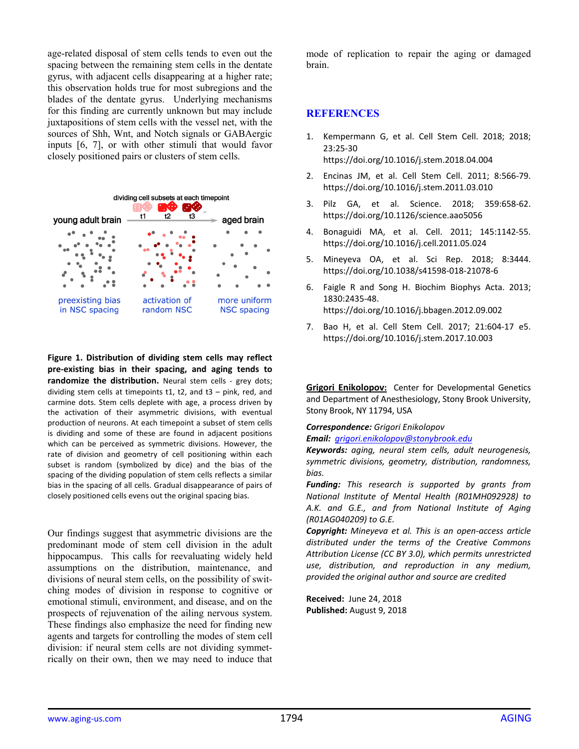age-related disposal of stem cells tends to even out the spacing between the remaining stem cells in the dentate gyrus, with adjacent cells disappearing at a higher rate; this observation holds true for most subregions and the blades of the dentate gyrus. Underlying mechanisms for this finding are currently unknown but may include juxtapositions of stem cells with the vessel net, with the sources of Shh, Wnt, and Notch signals or GABAergic inputs [6, 7], or with other stimuli that would favor closely positioned pairs or clusters of stem cells.

dividing cell subsets at each timepoint

t1 t2 t3

young adult brain

aged brain

preexisting bias in NSC spacing

activation of random NSC

more uniform NSC spacing

**Figure 1. Distribution of dividing stem cells may reflect pre-existing bias in their spacing, and aging tends to randomize the distribution.** Neural stem cells - grey dots; dividing stem cells at timepoints t1, t2, and t3 – pink, red, and carmine dots. Stem cells deplete with age, a process driven by the activation of their asymmetric divisions, with eventual production of neurons. At each timepoint a subset of stem cells is dividing and some of these are found in adjacent positions which can be perceived as symmetric divisions. However, the rate of division and geometry of cell positioning within each subset is random (symbolized by dice) and the bias of the spacing of the dividing population of stem cells reflects a similar bias in the spacing of all cells. Gradual disappearance of pairs of closely positioned cells evens out the original spacing bias.

Our findings suggest that asymmetric divisions are the predominant mode of stem cell division in the adult hippocampus. This calls for reevaluating widely held assumptions on the distribution, maintenance, and divisions of neural stem cells, on the possibility of switching modes of division in response to cognitive or emotional stimuli, environment, and disease, and on the prospects of rejuvenation of the ailing nervous system. These findings also emphasize the need for finding new agents and targets for controlling the modes of stem cell division: if neural stem cells are not dividing symmetrically on their own, then we may need to induce that mode of replication to repair the aging or damaged brain.

## REFERENCES

1. Kempermann G, et al. Cell Stem Cell. 2018; 2018; 23:25-30 https://doi.org/10.1016/j.stem.2018.04.004
2. Encinas JM, et al. Cell Stem Cell. 2011; 8:566-79. https://doi.org/10.1016/j.stem.2011.03.010
3. Pilz GA, et al. Science. 2018; 359:658-62. https://doi.org/10.1126/science.aao5056
4. Bonaguidi MA, et al. Cell. 2011; 145:1142-55. https://doi.org/10.1016/j.cell.2011.05.024
5. Mineyeva OA, et al. Sci Rep. 2018; 8:3444. https://doi.org/10.1038/s41598-018-21078-6
6. Faigle R and Song H. Biochim Biophys Acta. 2013; 1830:2435-48. https://doi.org/10.1016/j.bbagen.2012.09.002
7. Bao H, et al. Cell Stem Cell. 2017; 21:604-17 e5. https://doi.org/10.1016/j.stem.2017.10.003

**Grigori Enikolopov:** Center for Developmental Genetics and Department of Anesthesiology, Stony Brook University, Stony Brook, NY 11794, USA

***Correspondence:*** *Grigori Enikolopov*
***Email:*** *grigori.enikolopov@stonybrook.edu*
***Keywords:*** *aging, neural stem cells, adult neurogenesis, symmetric divisions, geometry, distribution, randomness, bias.*
***Funding:*** *This research is supported by grants from National Institute of Mental Health (R01MH092928) to A.K. and G.E., and from National Institute of Aging (R01AG040209) to G.E.*
***Copyright:*** *Mineyeva et al. This is an open-access article distributed under the terms of the Creative Commons Attribution License (CC BY 3.0), which permits unrestricted use, distribution, and reproduction in any medium, provided the original author and source are credited*

**Received:** June 24, 2018
**Published:** August 9, 2018